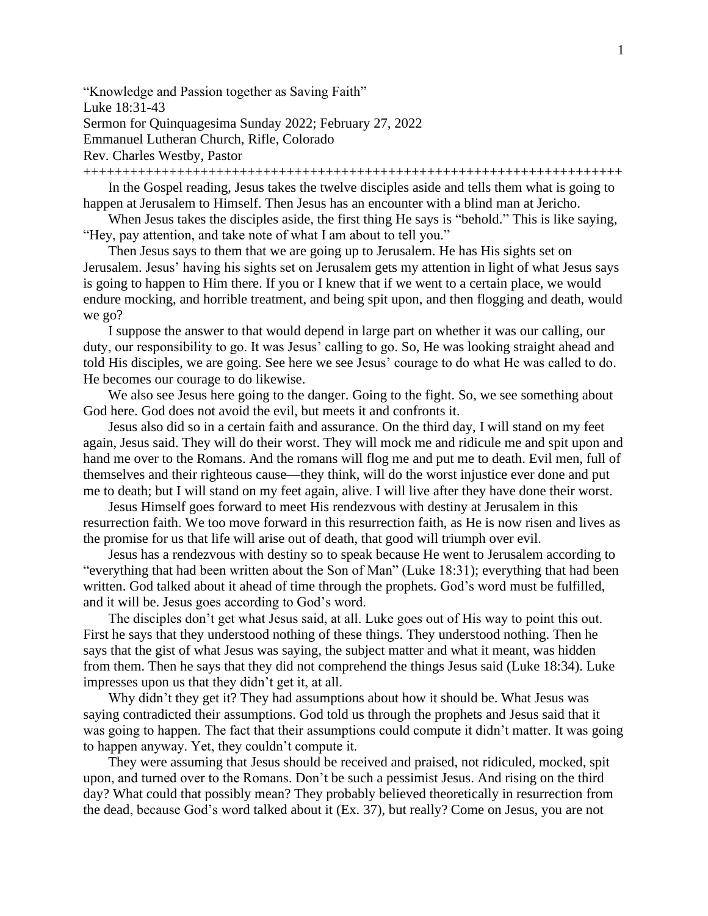"Knowledge and Passion together as Saving Faith"
Luke 18:31-43
Sermon for Quinquagesima Sunday 2022; February 27, 2022
Emmanuel Lutheran Church, Rifle, Colorado
Rev. Charles Westby, Pastor
++++++++++++++++++++++++++++++++++++++++++++++++++++++++++++++++++++++

In the Gospel reading, Jesus takes the twelve disciples aside and tells them what is going to happen at Jerusalem to Himself. Then Jesus has an encounter with a blind man at Jericho.

When Jesus takes the disciples aside, the first thing He says is "behold." This is like saying, "Hey, pay attention, and take note of what I am about to tell you."

Then Jesus says to them that we are going up to Jerusalem. He has His sights set on Jerusalem. Jesus' having his sights set on Jerusalem gets my attention in light of what Jesus says is going to happen to Him there. If you or I knew that if we went to a certain place, we would endure mocking, and horrible treatment, and being spit upon, and then flogging and death, would we go?

I suppose the answer to that would depend in large part on whether it was our calling, our duty, our responsibility to go. It was Jesus' calling to go. So, He was looking straight ahead and told His disciples, we are going. See here we see Jesus' courage to do what He was called to do. He becomes our courage to do likewise.

We also see Jesus here going to the danger. Going to the fight. So, we see something about God here. God does not avoid the evil, but meets it and confronts it.

Jesus also did so in a certain faith and assurance. On the third day, I will stand on my feet again, Jesus said. They will do their worst. They will mock me and ridicule me and spit upon and hand me over to the Romans. And the romans will flog me and put me to death. Evil men, full of themselves and their righteous cause—they think, will do the worst injustice ever done and put me to death; but I will stand on my feet again, alive. I will live after they have done their worst.

Jesus Himself goes forward to meet His rendezvous with destiny at Jerusalem in this resurrection faith. We too move forward in this resurrection faith, as He is now risen and lives as the promise for us that life will arise out of death, that good will triumph over evil.

Jesus has a rendezvous with destiny so to speak because He went to Jerusalem according to "everything that had been written about the Son of Man" (Luke 18:31); everything that had been written. God talked about it ahead of time through the prophets. God's word must be fulfilled, and it will be. Jesus goes according to God's word.

The disciples don't get what Jesus said, at all. Luke goes out of His way to point this out. First he says that they understood nothing of these things. They understood nothing. Then he says that the gist of what Jesus was saying, the subject matter and what it meant, was hidden from them. Then he says that they did not comprehend the things Jesus said (Luke 18:34). Luke impresses upon us that they didn't get it, at all.

Why didn't they get it? They had assumptions about how it should be. What Jesus was saying contradicted their assumptions. God told us through the prophets and Jesus said that it was going to happen. The fact that their assumptions could compute it didn't matter. It was going to happen anyway. Yet, they couldn't compute it.

They were assuming that Jesus should be received and praised, not ridiculed, mocked, spit upon, and turned over to the Romans. Don't be such a pessimist Jesus. And rising on the third day? What could that possibly mean? They probably believed theoretically in resurrection from the dead, because God's word talked about it (Ex. 37), but really? Come on Jesus, you are not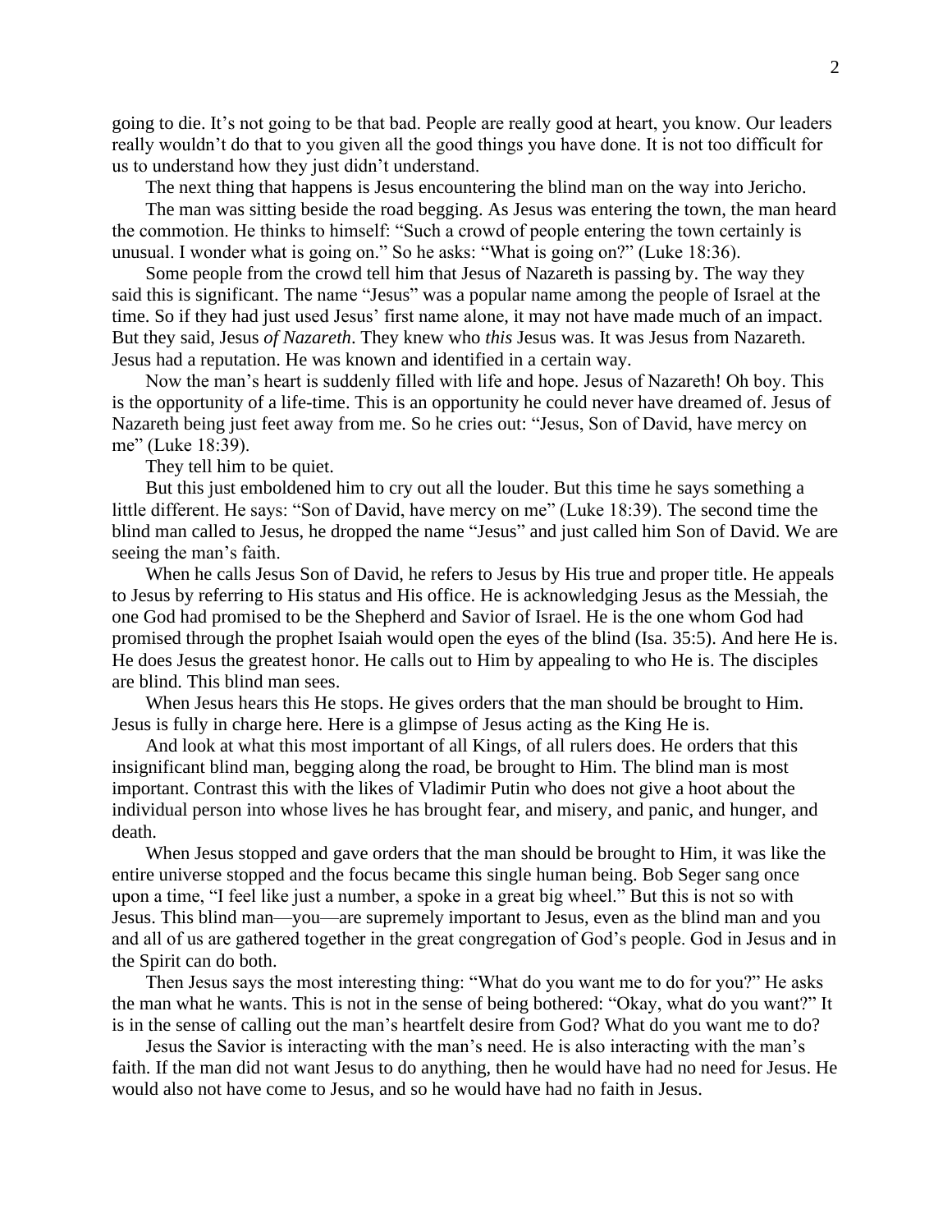going to die. It's not going to be that bad. People are really good at heart, you know. Our leaders really wouldn't do that to you given all the good things you have done. It is not too difficult for us to understand how they just didn't understand.

The next thing that happens is Jesus encountering the blind man on the way into Jericho.

The man was sitting beside the road begging. As Jesus was entering the town, the man heard the commotion. He thinks to himself: "Such a crowd of people entering the town certainly is unusual. I wonder what is going on." So he asks: "What is going on?" (Luke 18:36).

Some people from the crowd tell him that Jesus of Nazareth is passing by. The way they said this is significant. The name "Jesus" was a popular name among the people of Israel at the time. So if they had just used Jesus' first name alone, it may not have made much of an impact. But they said, Jesus *of Nazareth*. They knew who *this* Jesus was. It was Jesus from Nazareth. Jesus had a reputation. He was known and identified in a certain way.

Now the man's heart is suddenly filled with life and hope. Jesus of Nazareth! Oh boy. This is the opportunity of a life-time. This is an opportunity he could never have dreamed of. Jesus of Nazareth being just feet away from me. So he cries out: "Jesus, Son of David, have mercy on me" (Luke 18:39).

They tell him to be quiet.

But this just emboldened him to cry out all the louder. But this time he says something a little different. He says: "Son of David, have mercy on me" (Luke 18:39). The second time the blind man called to Jesus, he dropped the name "Jesus" and just called him Son of David. We are seeing the man's faith.

When he calls Jesus Son of David, he refers to Jesus by His true and proper title. He appeals to Jesus by referring to His status and His office. He is acknowledging Jesus as the Messiah, the one God had promised to be the Shepherd and Savior of Israel. He is the one whom God had promised through the prophet Isaiah would open the eyes of the blind (Isa. 35:5). And here He is. He does Jesus the greatest honor. He calls out to Him by appealing to who He is. The disciples are blind. This blind man sees.

When Jesus hears this He stops. He gives orders that the man should be brought to Him. Jesus is fully in charge here. Here is a glimpse of Jesus acting as the King He is.

And look at what this most important of all Kings, of all rulers does. He orders that this insignificant blind man, begging along the road, be brought to Him. The blind man is most important. Contrast this with the likes of Vladimir Putin who does not give a hoot about the individual person into whose lives he has brought fear, and misery, and panic, and hunger, and death.

When Jesus stopped and gave orders that the man should be brought to Him, it was like the entire universe stopped and the focus became this single human being. Bob Seger sang once upon a time, "I feel like just a number, a spoke in a great big wheel." But this is not so with Jesus. This blind man—you—are supremely important to Jesus, even as the blind man and you and all of us are gathered together in the great congregation of God's people. God in Jesus and in the Spirit can do both.

Then Jesus says the most interesting thing: "What do you want me to do for you?" He asks the man what he wants. This is not in the sense of being bothered: "Okay, what do you want?" It is in the sense of calling out the man's heartfelt desire from God? What do you want me to do?

Jesus the Savior is interacting with the man's need. He is also interacting with the man's faith. If the man did not want Jesus to do anything, then he would have had no need for Jesus. He would also not have come to Jesus, and so he would have had no faith in Jesus.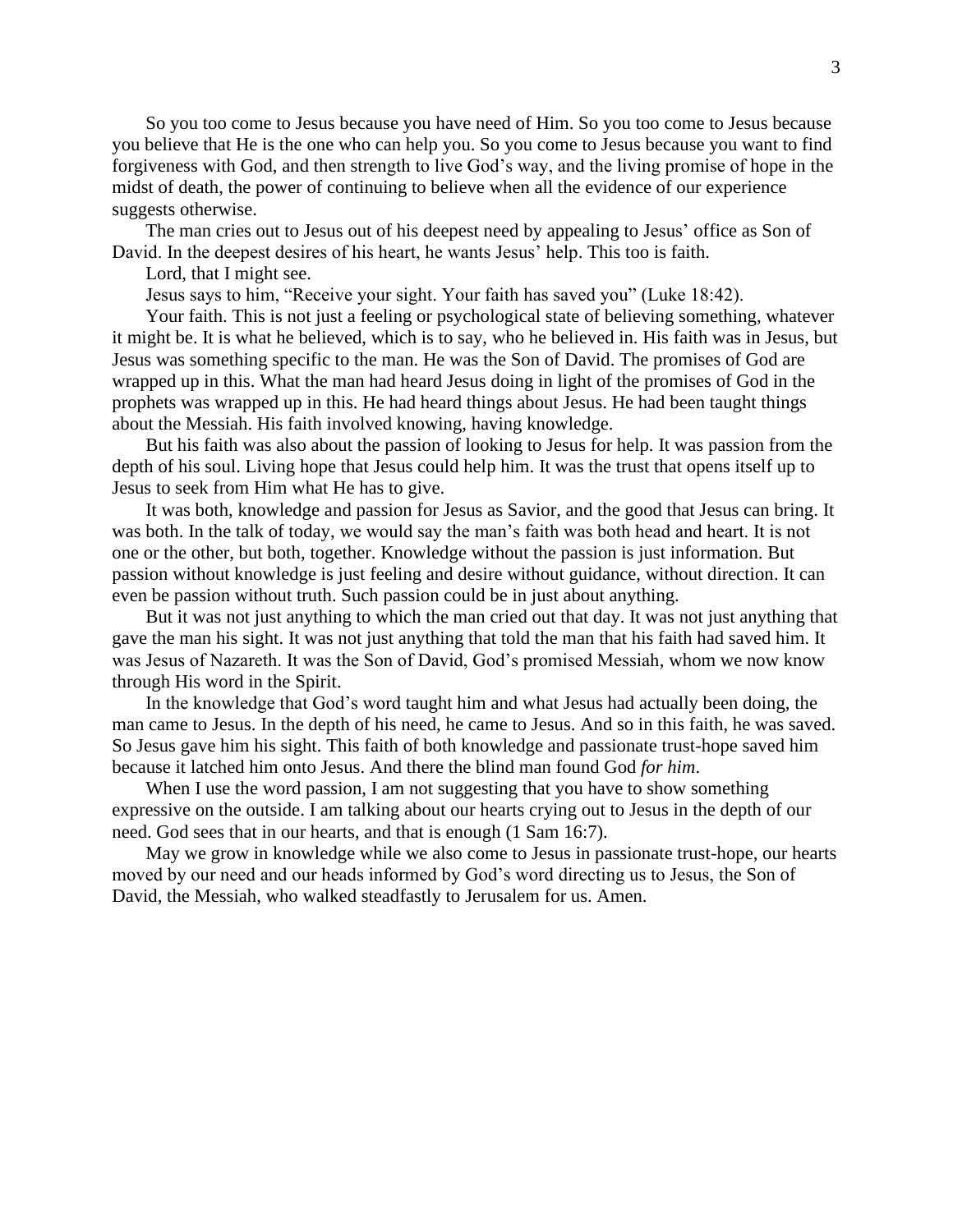So you too come to Jesus because you have need of Him. So you too come to Jesus because you believe that He is the one who can help you. So you come to Jesus because you want to find forgiveness with God, and then strength to live God's way, and the living promise of hope in the midst of death, the power of continuing to believe when all the evidence of our experience suggests otherwise.

The man cries out to Jesus out of his deepest need by appealing to Jesus' office as Son of David. In the deepest desires of his heart, he wants Jesus' help. This too is faith.

Lord, that I might see.

Jesus says to him, "Receive your sight. Your faith has saved you" (Luke 18:42).

Your faith. This is not just a feeling or psychological state of believing something, whatever it might be. It is what he believed, which is to say, who he believed in. His faith was in Jesus, but Jesus was something specific to the man. He was the Son of David. The promises of God are wrapped up in this. What the man had heard Jesus doing in light of the promises of God in the prophets was wrapped up in this. He had heard things about Jesus. He had been taught things about the Messiah. His faith involved knowing, having knowledge.

But his faith was also about the passion of looking to Jesus for help. It was passion from the depth of his soul. Living hope that Jesus could help him. It was the trust that opens itself up to Jesus to seek from Him what He has to give.

It was both, knowledge and passion for Jesus as Savior, and the good that Jesus can bring. It was both. In the talk of today, we would say the man's faith was both head and heart. It is not one or the other, but both, together. Knowledge without the passion is just information. But passion without knowledge is just feeling and desire without guidance, without direction. It can even be passion without truth. Such passion could be in just about anything.

But it was not just anything to which the man cried out that day. It was not just anything that gave the man his sight. It was not just anything that told the man that his faith had saved him. It was Jesus of Nazareth. It was the Son of David, God's promised Messiah, whom we now know through His word in the Spirit.

In the knowledge that God's word taught him and what Jesus had actually been doing, the man came to Jesus. In the depth of his need, he came to Jesus. And so in this faith, he was saved. So Jesus gave him his sight. This faith of both knowledge and passionate trust-hope saved him because it latched him onto Jesus. And there the blind man found God *for him*.

When I use the word passion, I am not suggesting that you have to show something expressive on the outside. I am talking about our hearts crying out to Jesus in the depth of our need. God sees that in our hearts, and that is enough (1 Sam 16:7).

May we grow in knowledge while we also come to Jesus in passionate trust-hope, our hearts moved by our need and our heads informed by God's word directing us to Jesus, the Son of David, the Messiah, who walked steadfastly to Jerusalem for us. Amen.